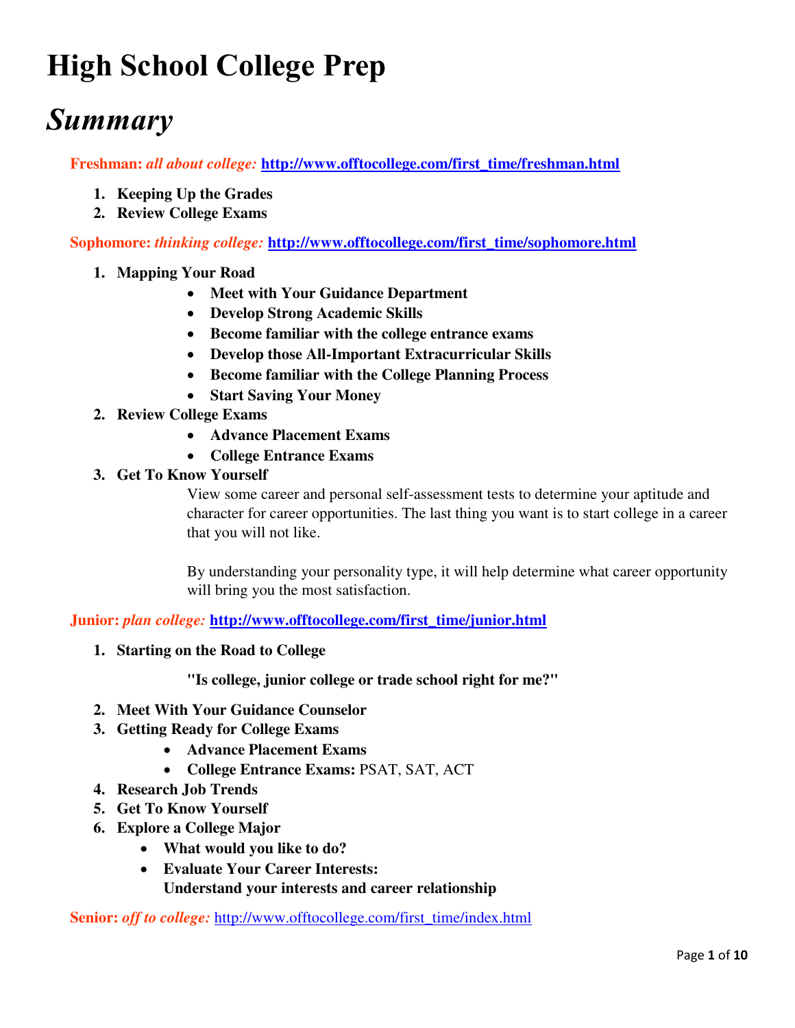# High School College Prep

# *Summary*

**Freshman:** ***all about college:*** **http://www.offtocollege.com/first_time/freshman.html**

1. **Keeping Up the Grades**
2. **Review College Exams**

**Sophomore:** ***thinking college:*** **http://www.offtocollege.com/first_time/sophomore.html**

1. **Mapping Your Road**
    - **Meet with Your Guidance Department**
    - **Develop Strong Academic Skills**
    - **Become familiar with the college entrance exams**
    - **Develop those All-Important Extracurricular Skills**
    - **Become familiar with the College Planning Process**
    - **Start Saving Your Money**
2. **Review College Exams**
    - **Advance Placement Exams**
    - **College Entrance Exams**
3. **Get To Know Yourself**

    View some career and personal self-assessment tests to determine your aptitude and character for career opportunities. The last thing you want is to start college in a career that you will not like.

    By understanding your personality type, it will help determine what career opportunity will bring you the most satisfaction.

**Junior:** ***plan college:*** **http://www.offtocollege.com/first_time/junior.html**

1. **Starting on the Road to College**

    **"Is college, junior college or trade school right for me?"**

2. **Meet With Your Guidance Counselor**
3. **Getting Ready for College Exams**
    - **Advance Placement Exams**
    - **College Entrance Exams:** PSAT, SAT, ACT
4. **Research Job Trends**
5. **Get To Know Yourself**
6. **Explore a College Major**
    - **What would you like to do?**
    - **Evaluate Your Career Interests:**
      **Understand your interests and career relationship**

**Senior:** ***off to college:*** http://www.offtocollege.com/first_time/index.html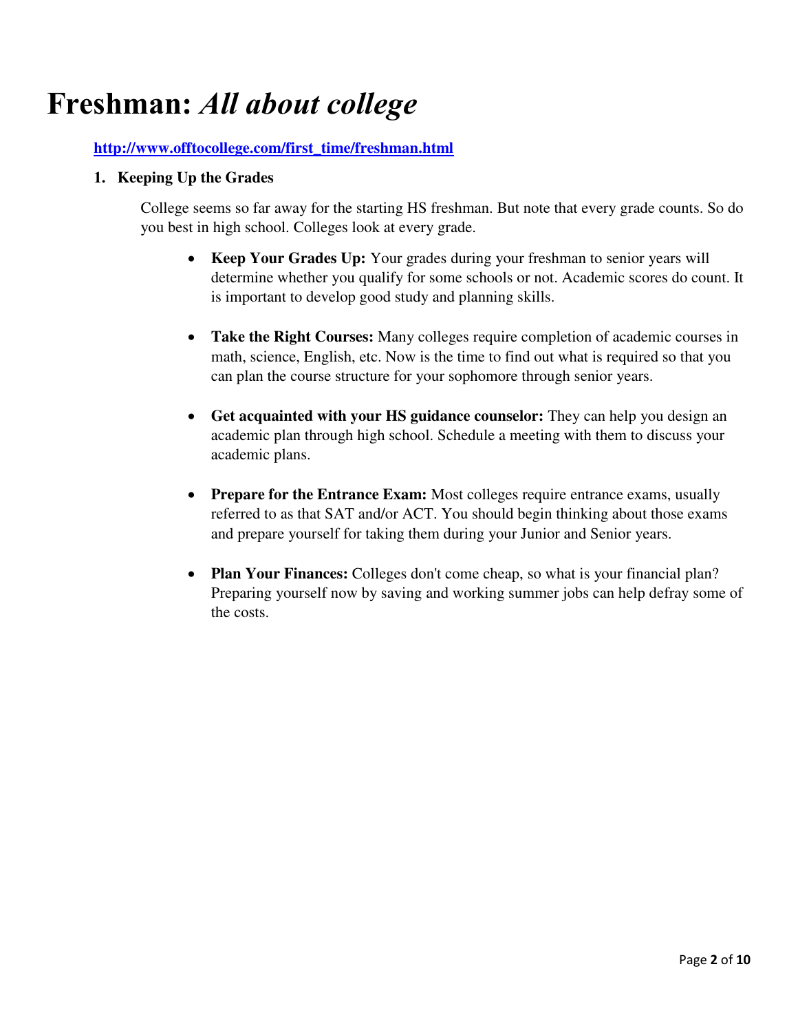# Freshman: *All about college*

**http://www.offtocollege.com/first_time/freshman.html**

1. **Keeping Up the Grades**

   College seems so far away for the starting HS freshman. But note that every grade counts. So do you best in high school. Colleges look at every grade.

   - **Keep Your Grades Up:** Your grades during your freshman to senior years will determine whether you qualify for some schools or not. Academic scores do count. It is important to develop good study and planning skills.

   - **Take the Right Courses:** Many colleges require completion of academic courses in math, science, English, etc. Now is the time to find out what is required so that you can plan the course structure for your sophomore through senior years.

   - **Get acquainted with your HS guidance counselor:** They can help you design an academic plan through high school. Schedule a meeting with them to discuss your academic plans.

   - **Prepare for the Entrance Exam:** Most colleges require entrance exams, usually referred to as that SAT and/or ACT. You should begin thinking about those exams and prepare yourself for taking them during your Junior and Senior years.

   - **Plan Your Finances:** Colleges don't come cheap, so what is your financial plan? Preparing yourself now by saving and working summer jobs can help defray some of the costs.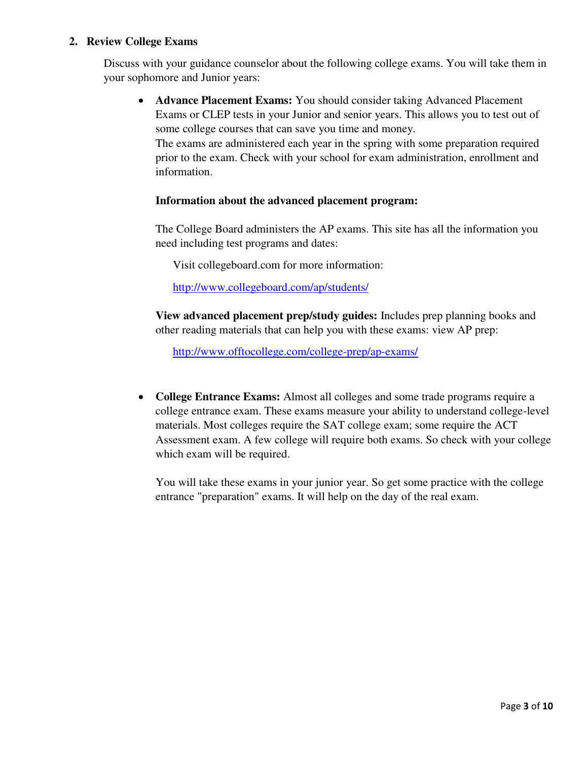## 2. Review College Exams

Discuss with your guidance counselor about the following college exams. You will take them in your sophomore and Junior years:

- **Advance Placement Exams:** You should consider taking Advanced Placement Exams or CLEP tests in your Junior and senior years. This allows you to test out of some college courses that can save you time and money.
  The exams are administered each year in the spring with some preparation required prior to the exam. Check with your school for exam administration, enrollment and information.

  **Information about the advanced placement program:**

  The College Board administers the AP exams. This site has all the information you need including test programs and dates:

  Visit collegeboard.com for more information:

  [http://www.collegeboard.com/ap/students/](http://www.collegeboard.com/ap/students/)

  **View advanced placement prep/study guides:** Includes prep planning books and other reading materials that can help you with these exams: view AP prep:

  [http://www.offtocollege.com/college-prep/ap-exams/](http://www.offtocollege.com/college-prep/ap-exams/)

- **College Entrance Exams:** Almost all colleges and some trade programs require a college entrance exam. These exams measure your ability to understand college-level materials. Most colleges require the SAT college exam; some require the ACT Assessment exam. A few college will require both exams. So check with your college which exam will be required.

  You will take these exams in your junior year. So get some practice with the college entrance "preparation" exams. It will help on the day of the real exam.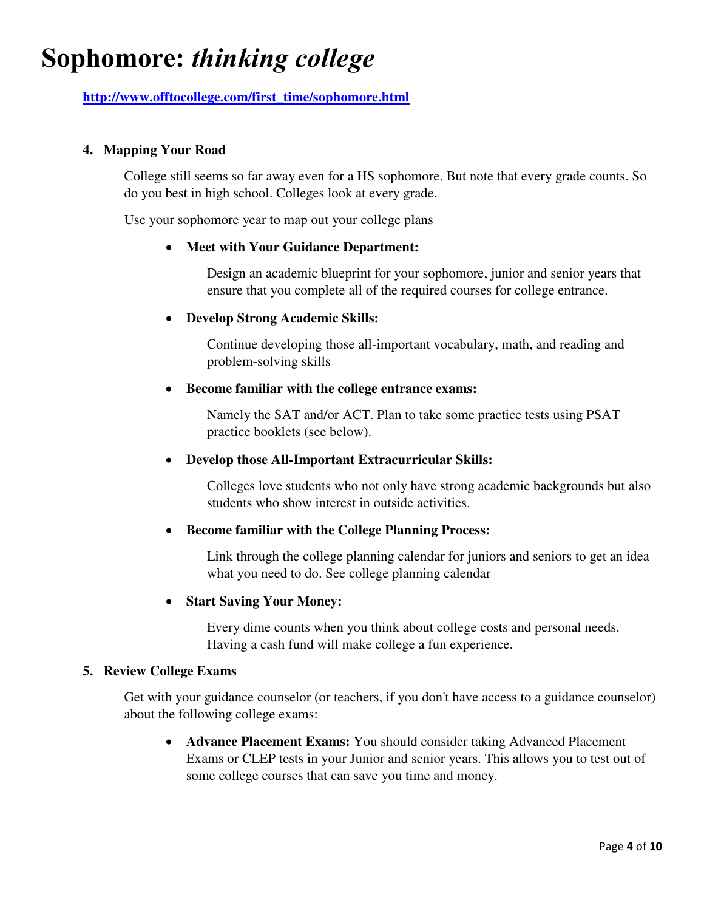# Sophomore: *thinking college*

**http://www.offtocollege.com/first_time/sophomore.html**

4. **Mapping Your Road**

   College still seems so far away even for a HS sophomore. But note that every grade counts. So do you best in high school. Colleges look at every grade.

   Use your sophomore year to map out your college plans

   - **Meet with Your Guidance Department:**

     Design an academic blueprint for your sophomore, junior and senior years that ensure that you complete all of the required courses for college entrance.

   - **Develop Strong Academic Skills:**

     Continue developing those all-important vocabulary, math, and reading and problem-solving skills

   - **Become familiar with the college entrance exams:**

     Namely the SAT and/or ACT. Plan to take some practice tests using PSAT practice booklets (see below).

   - **Develop those All-Important Extracurricular Skills:**

     Colleges love students who not only have strong academic backgrounds but also students who show interest in outside activities.

   - **Become familiar with the College Planning Process:**

     Link through the college planning calendar for juniors and seniors to get an idea what you need to do. See college planning calendar

   - **Start Saving Your Money:**

     Every dime counts when you think about college costs and personal needs. Having a cash fund will make college a fun experience.

5. **Review College Exams**

   Get with your guidance counselor (or teachers, if you don't have access to a guidance counselor) about the following college exams:

   - **Advance Placement Exams:** You should consider taking Advanced Placement Exams or CLEP tests in your Junior and senior years. This allows you to test out of some college courses that can save you time and money.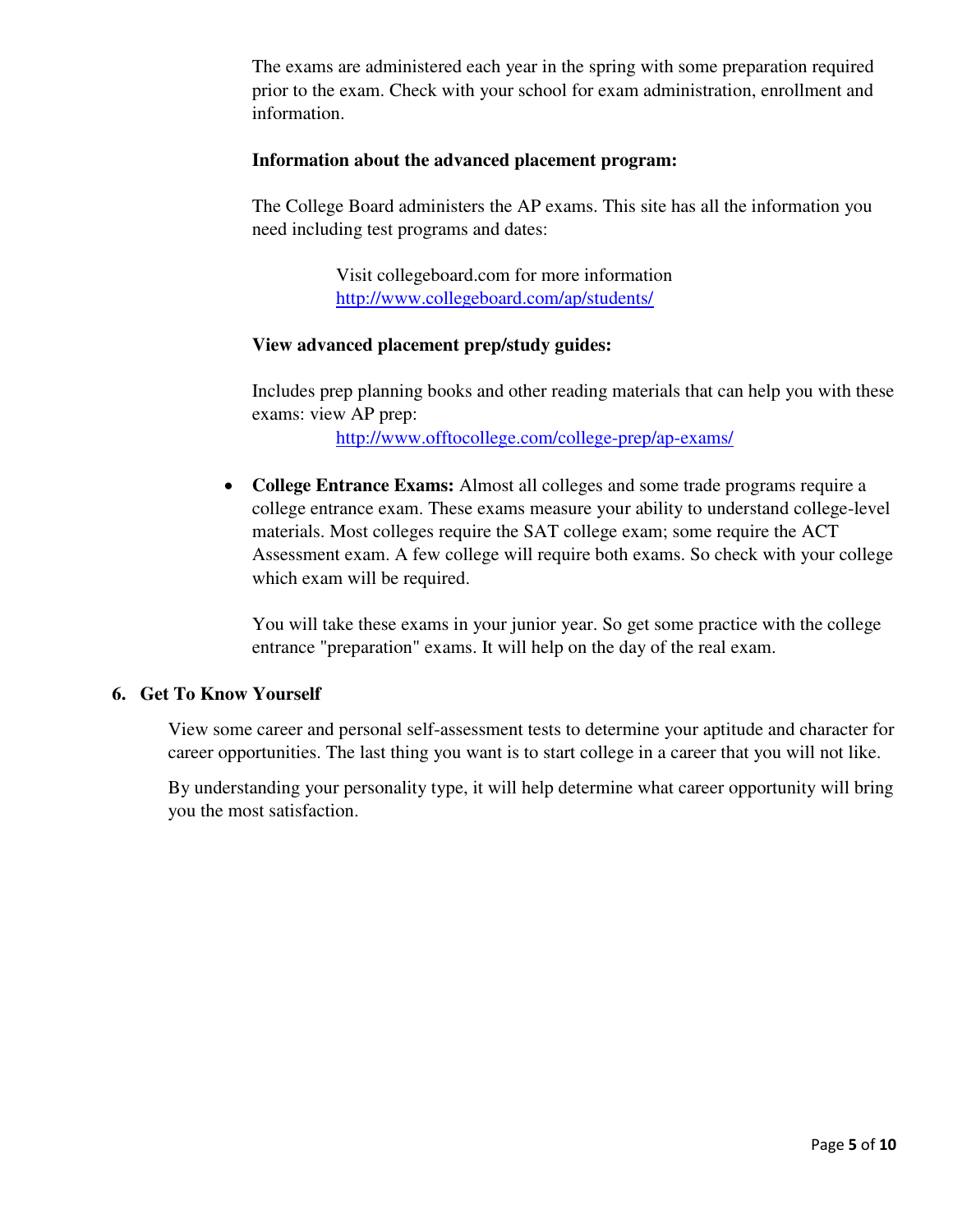The exams are administered each year in the spring with some preparation required prior to the exam. Check with your school for exam administration, enrollment and information.

**Information about the advanced placement program:**

The College Board administers the AP exams. This site has all the information you need including test programs and dates:

Visit collegeboard.com for more information
http://www.collegeboard.com/ap/students/

**View advanced placement prep/study guides:**

Includes prep planning books and other reading materials that can help you with these exams: view AP prep:
http://www.offtocollege.com/college-prep/ap-exams/

- **College Entrance Exams:** Almost all colleges and some trade programs require a college entrance exam. These exams measure your ability to understand college-level materials. Most colleges require the SAT college exam; some require the ACT Assessment exam. A few college will require both exams. So check with your college which exam will be required.

  You will take these exams in your junior year. So get some practice with the college entrance "preparation" exams. It will help on the day of the real exam.

## 6. Get To Know Yourself

View some career and personal self-assessment tests to determine your aptitude and character for career opportunities. The last thing you want is to start college in a career that you will not like.

By understanding your personality type, it will help determine what career opportunity will bring you the most satisfaction.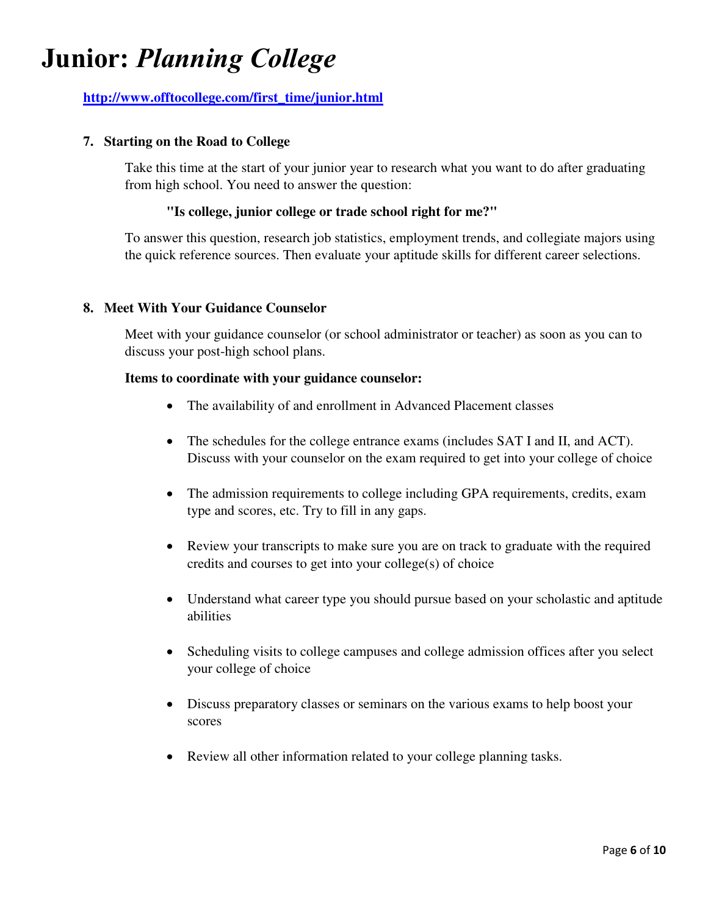# Junior: *Planning College*

**[http://www.offtocollege.com/first_time/junior.html](http://www.offtocollege.com/first_time/junior.html)**

7. **Starting on the Road to College**

   Take this time at the start of your junior year to research what you want to do after graduating from high school. You need to answer the question:

   **"Is college, junior college or trade school right for me?"**

   To answer this question, research job statistics, employment trends, and collegiate majors using the quick reference sources. Then evaluate your aptitude skills for different career selections.

8. **Meet With Your Guidance Counselor**

   Meet with your guidance counselor (or school administrator or teacher) as soon as you can to discuss your post-high school plans.

   **Items to coordinate with your guidance counselor:**

   - The availability of and enrollment in Advanced Placement classes
   - The schedules for the college entrance exams (includes SAT I and II, and ACT). Discuss with your counselor on the exam required to get into your college of choice
   - The admission requirements to college including GPA requirements, credits, exam type and scores, etc. Try to fill in any gaps.
   - Review your transcripts to make sure you are on track to graduate with the required credits and courses to get into your college(s) of choice
   - Understand what career type you should pursue based on your scholastic and aptitude abilities
   - Scheduling visits to college campuses and college admission offices after you select your college of choice
   - Discuss preparatory classes or seminars on the various exams to help boost your scores
   - Review all other information related to your college planning tasks.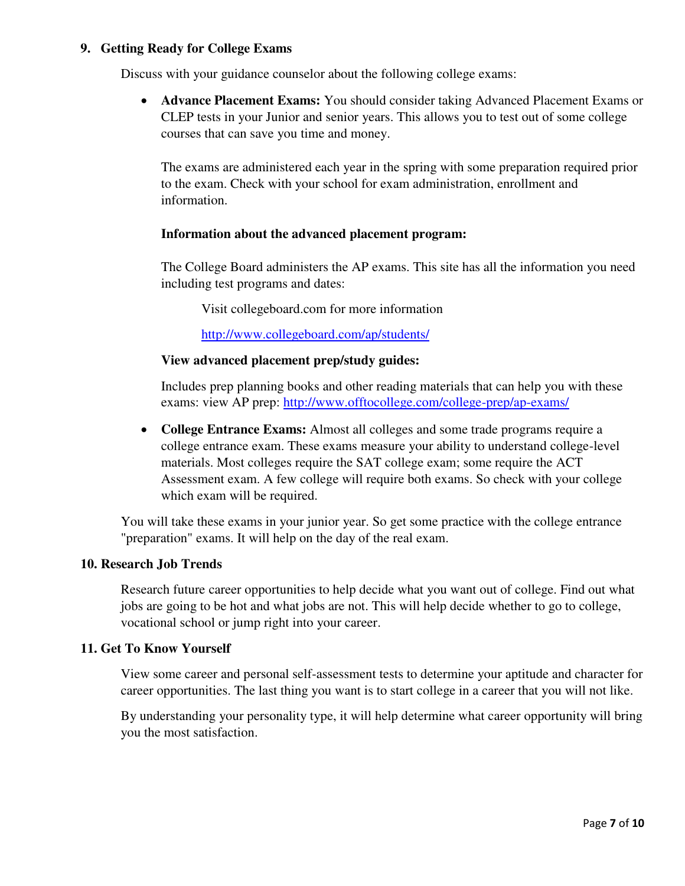### 9. Getting Ready for College Exams

Discuss with your guidance counselor about the following college exams:

- **Advance Placement Exams:** You should consider taking Advanced Placement Exams or CLEP tests in your Junior and senior years. This allows you to test out of some college courses that can save you time and money.

  The exams are administered each year in the spring with some preparation required prior to the exam. Check with your school for exam administration, enrollment and information.

  **Information about the advanced placement program:**

  The College Board administers the AP exams. This site has all the information you need including test programs and dates:

  Visit collegeboard.com for more information

  [http://www.collegeboard.com/ap/students/](http://www.collegeboard.com/ap/students/)

  **View advanced placement prep/study guides:**

  Includes prep planning books and other reading materials that can help you with these exams: view AP prep: [http://www.offtocollege.com/college-prep/ap-exams/](http://www.offtocollege.com/college-prep/ap-exams/)

- **College Entrance Exams:** Almost all colleges and some trade programs require a college entrance exam. These exams measure your ability to understand college-level materials. Most colleges require the SAT college exam; some require the ACT Assessment exam. A few college will require both exams. So check with your college which exam will be required.

You will take these exams in your junior year. So get some practice with the college entrance "preparation" exams. It will help on the day of the real exam.

### 10. Research Job Trends

Research future career opportunities to help decide what you want out of college. Find out what jobs are going to be hot and what jobs are not. This will help decide whether to go to college, vocational school or jump right into your career.

### 11. Get To Know Yourself

View some career and personal self-assessment tests to determine your aptitude and character for career opportunities. The last thing you want is to start college in a career that you will not like.

By understanding your personality type, it will help determine what career opportunity will bring you the most satisfaction.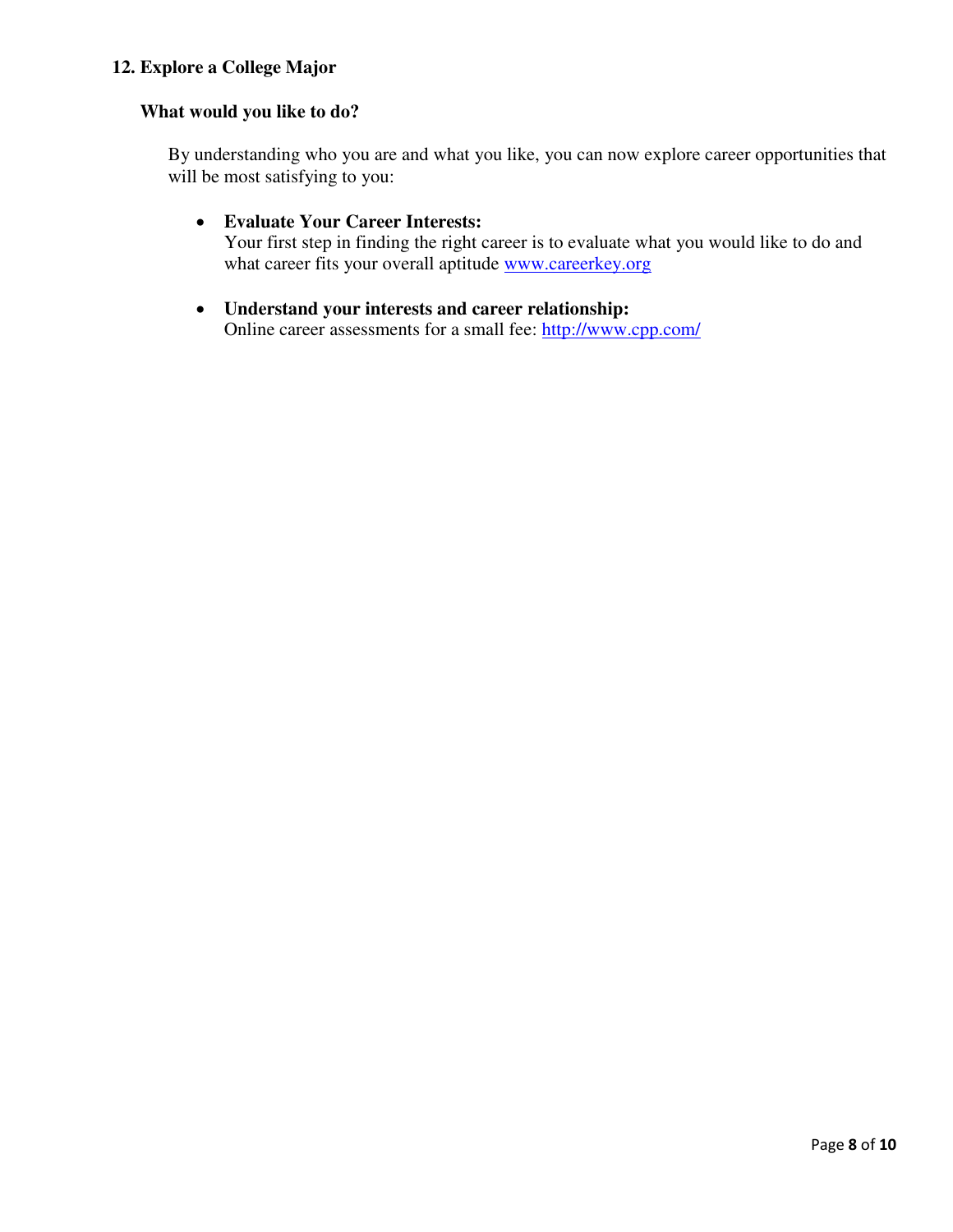## 12. Explore a College Major

### What would you like to do?

By understanding who you are and what you like, you can now explore career opportunities that will be most satisfying to you:

- **Evaluate Your Career Interests:**
  Your first step in finding the right career is to evaluate what you would like to do and what career fits your overall aptitude www.careerkey.org

- **Understand your interests and career relationship:**
  Online career assessments for a small fee: http://www.cpp.com/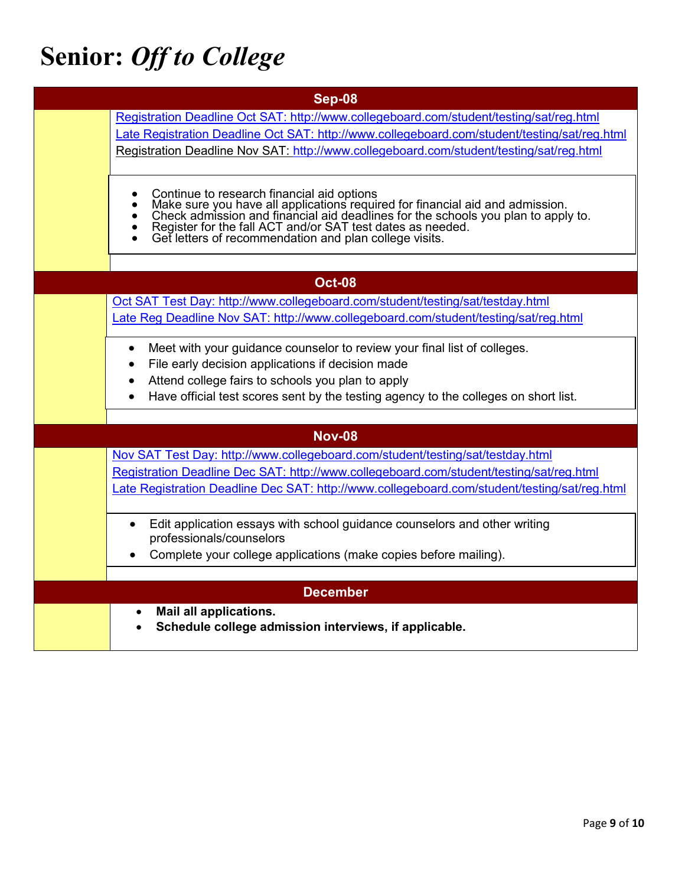# Senior: *Off to College*

## Sep-08

Registration Deadline Oct SAT: http://www.collegeboard.com/student/testing/sat/reg.html
Late Registration Deadline Oct SAT: http://www.collegeboard.com/student/testing/sat/reg.html
Registration Deadline Nov SAT: http://www.collegeboard.com/student/testing/sat/reg.html

- Continue to research financial aid options
- Make sure you have all applications required for financial aid and admission.
- Check admission and financial aid deadlines for the schools you plan to apply to.
- Register for the fall ACT and/or SAT test dates as needed.
- Get letters of recommendation and plan college visits.

## Oct-08

Oct SAT Test Day: http://www.collegeboard.com/student/testing/sat/testday.html
Late Reg Deadline Nov SAT: http://www.collegeboard.com/student/testing/sat/reg.html

- Meet with your guidance counselor to review your final list of colleges.
- File early decision applications if decision made
- Attend college fairs to schools you plan to apply
- Have official test scores sent by the testing agency to the colleges on short list.

## Nov-08

Nov SAT Test Day: http://www.collegeboard.com/student/testing/sat/testday.html
Registration Deadline Dec SAT: http://www.collegeboard.com/student/testing/sat/reg.html
Late Registration Deadline Dec SAT: http://www.collegeboard.com/student/testing/sat/reg.html

- Edit application essays with school guidance counselors and other writing professionals/counselors
- Complete your college applications (make copies before mailing).

## December

- **Mail all applications.**
- **Schedule college admission interviews, if applicable.**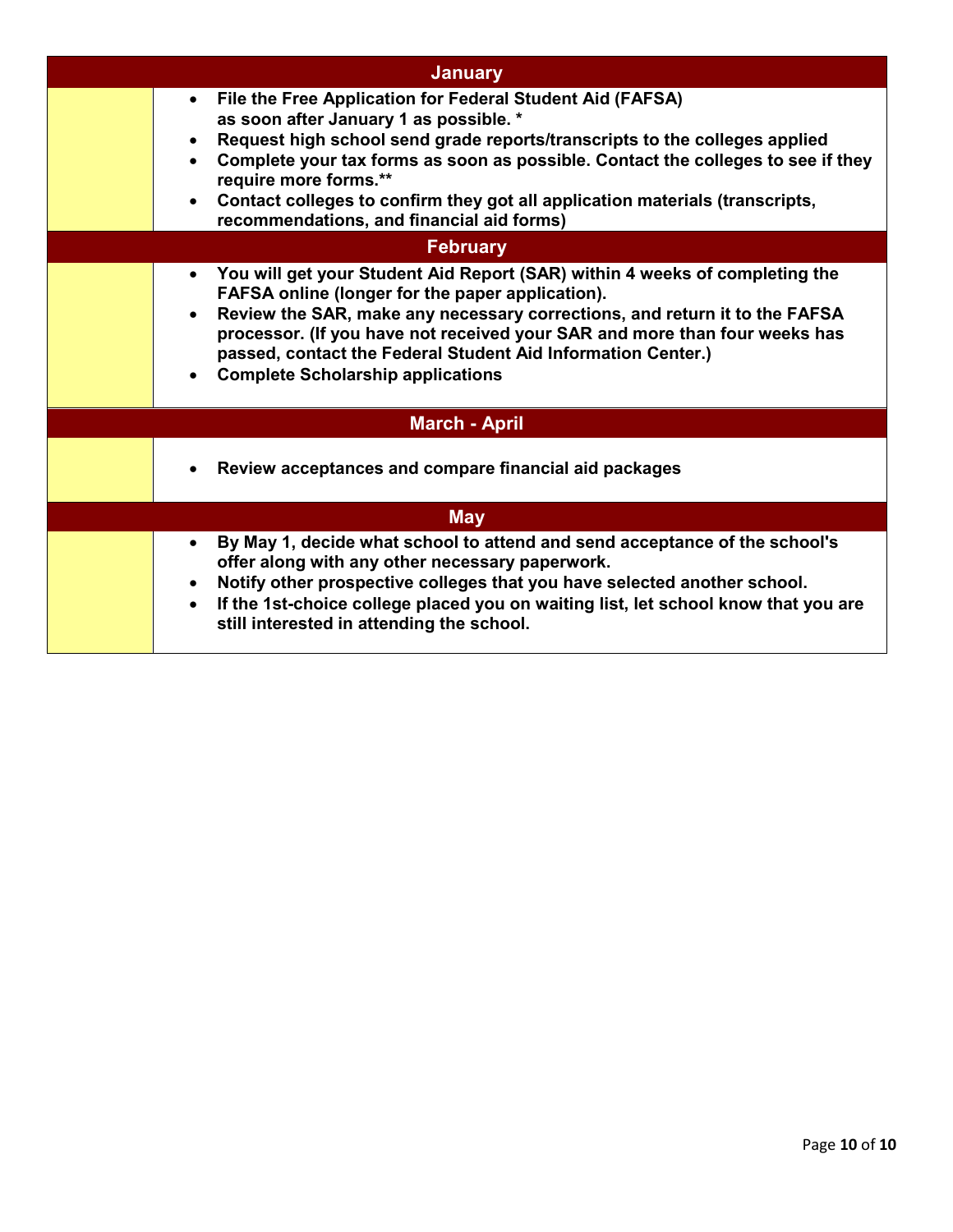| | January |
| --- | --- |
| | • **File the Free Application for Federal Student Aid (FAFSA) as soon after January 1 as possible. \***<br>• **Request high school send grade reports/transcripts to the colleges applied**<br>• **Complete your tax forms as soon as possible. Contact the colleges to see if they require more forms.\*\***<br>• **Contact colleges to confirm they got all application materials (transcripts, recommendations, and financial aid forms)** |
| | **February** |
| | • **You will get your Student Aid Report (SAR) within 4 weeks of completing the FAFSA online (longer for the paper application).**<br>• **Review the SAR, make any necessary corrections, and return it to the FAFSA processor. (If you have not received your SAR and more than four weeks has passed, contact the Federal Student Aid Information Center.)**<br>• **Complete Scholarship applications** |
| | **March - April** |
| | • **Review acceptances and compare financial aid packages** |
| | **May** |
| | • **By May 1, decide what school to attend and send acceptance of the school's offer along with any other necessary paperwork.**<br>• **Notify other prospective colleges that you have selected another school.**<br>• **If the 1st-choice college placed you on waiting list, let school know that you are still interested in attending the school.** |